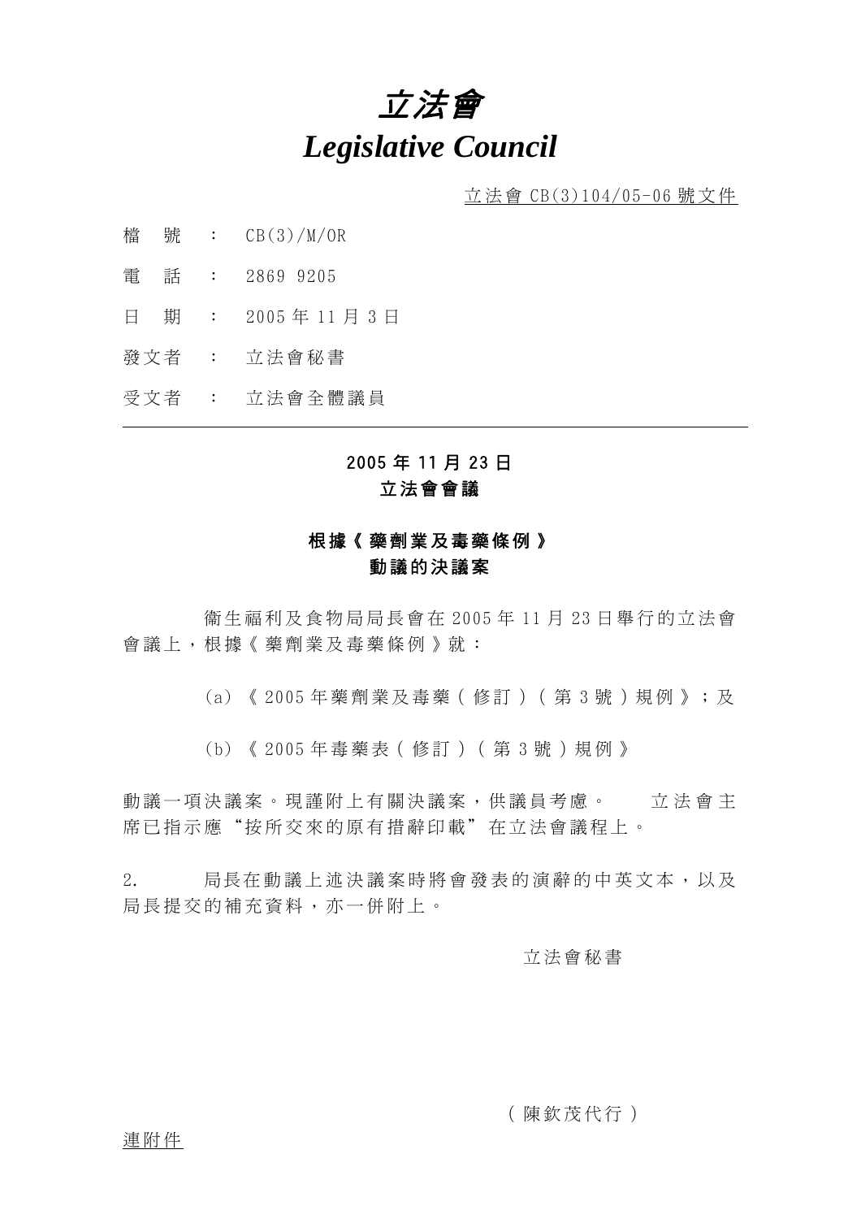# *立法會*
# *Legislative Council*

立法會 CB(3)104/05-06 號文件

檔　號　：　CB(3)/M/OR

電　話　：　2869 9205

日　期　：　2005 年 11 月 3 日

發文者　：　立法會秘書

受文者　：　立法會全體議員

---

**2005 年 11 月 23 日**
**立法會會議**

**根據《藥劑業及毒藥條例》**
**動議的決議案**

衞生福利及食物局局長會在 2005 年 11 月 23 日舉行的立法會會議上，根據《藥劑業及毒藥條例》就：

(a)《2005 年藥劑業及毒藥(修訂)(第 3 號)規例》；及

(b)《2005 年毒藥表(修訂)(第 3 號)規例》

動議一項決議案。現謹附上有關決議案，供議員考慮。立法會主席已指示應“按所交來的原有措辭印載”在立法會議程上。

2.　局長在動議上述決議案時將會發表的演辭的中英文本，以及局長提交的補充資料，亦一併附上。

立法會秘書

(陳欽茂代行)

連附件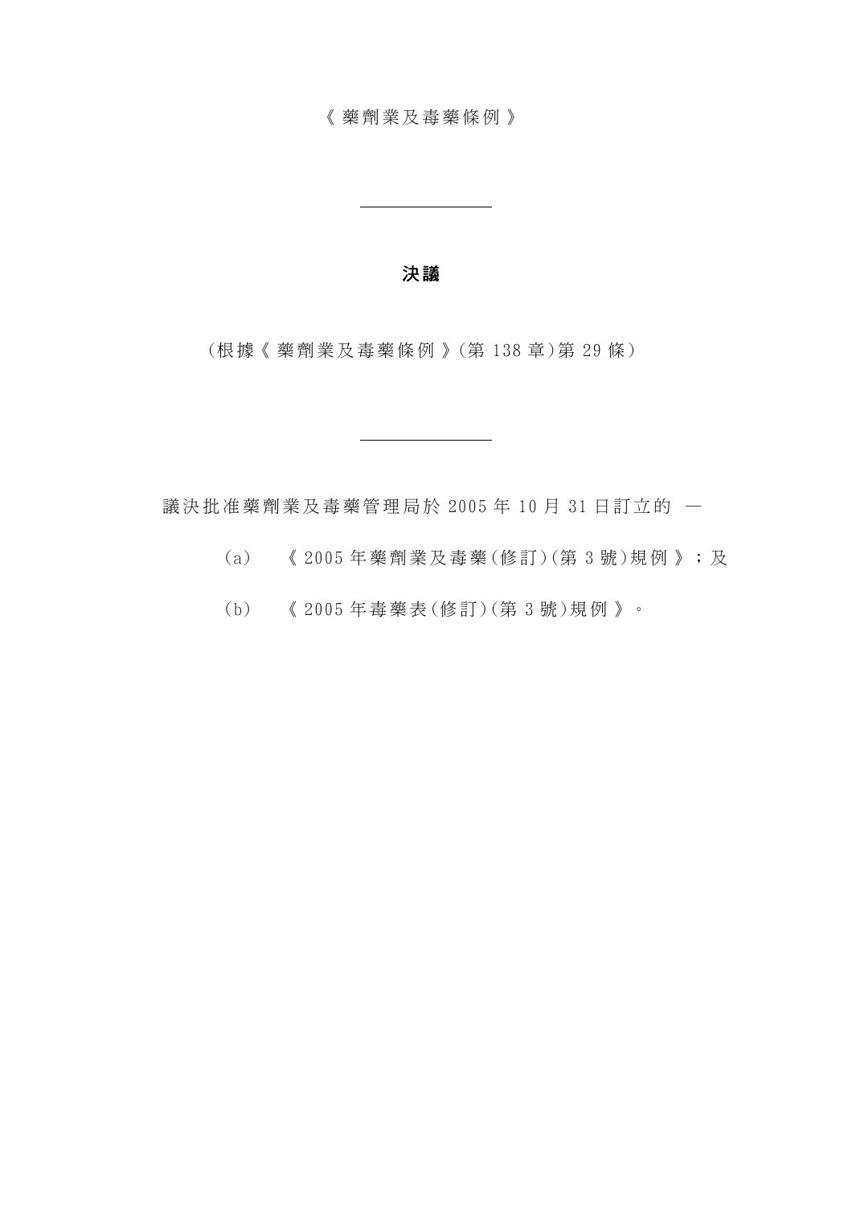《藥劑業及毒藥條例》

---

**決議**

(根據《藥劑業及毒藥條例》(第 138 章)第 29 條)

---

議決批准藥劑業及毒藥管理局於 2005 年 10 月 31 日訂立的 —

(a) 《2005 年藥劑業及毒藥(修訂)(第 3 號)規例》；及

(b) 《2005 年毒藥表(修訂)(第 3 號)規例》。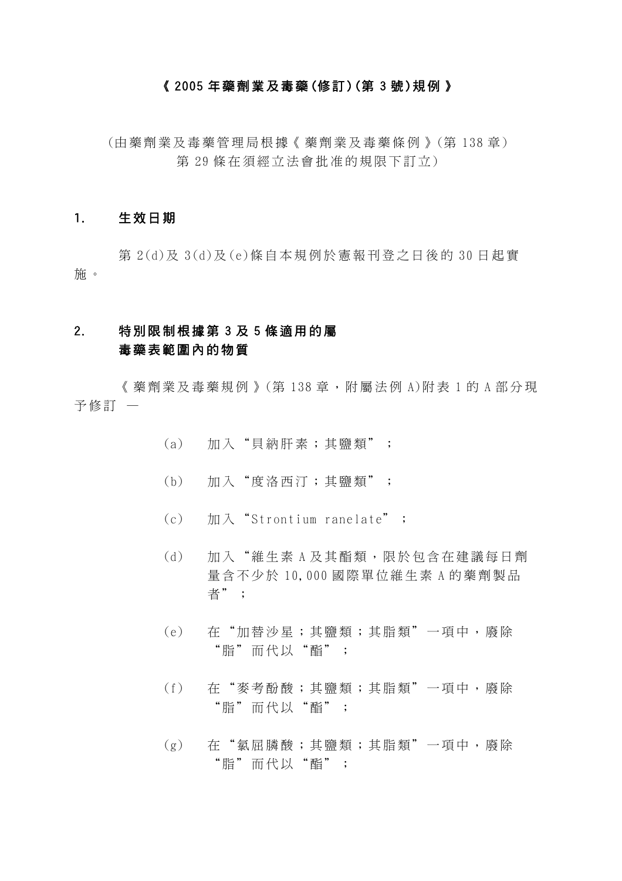# 《 2005 年藥劑業及毒藥(修訂)(第 3 號)規例 》

（由藥劑業及毒藥管理局根據《 藥劑業及毒藥條例 》(第 138 章)
第 29 條在須經立法會批准的規限下訂立)

## 1. 生效日期

第 2(d)及 3(d)及(e)條自本規例於憲報刊登之日後的 30 日起實施。

## 2. 特別限制根據第 3 及 5 條適用的屬毒藥表範圍內的物質

《 藥劑業及毒藥規例 》(第 138 章，附屬法例 A)附表 1 的 A 部分現予修訂 —

(a) 加入“貝納肝素；其鹽類”；

(b) 加入“度洛西汀；其鹽類”；

(c) 加入“Strontium ranelate”；

(d) 加入“維生素 A 及其酯類，限於包含在建議每日劑量含不少於 10,000 國際單位維生素 A 的藥劑製品者”；

(e) 在“加替沙星；其鹽類；其脂類”一項中，廢除“脂”而代以“酯”；

(f) 在“麥考酚酸；其鹽類；其脂類”一項中，廢除“脂”而代以“酯”；

(g) 在“氯屈膦酸；其鹽類；其脂類”一項中，廢除“脂”而代以“酯”；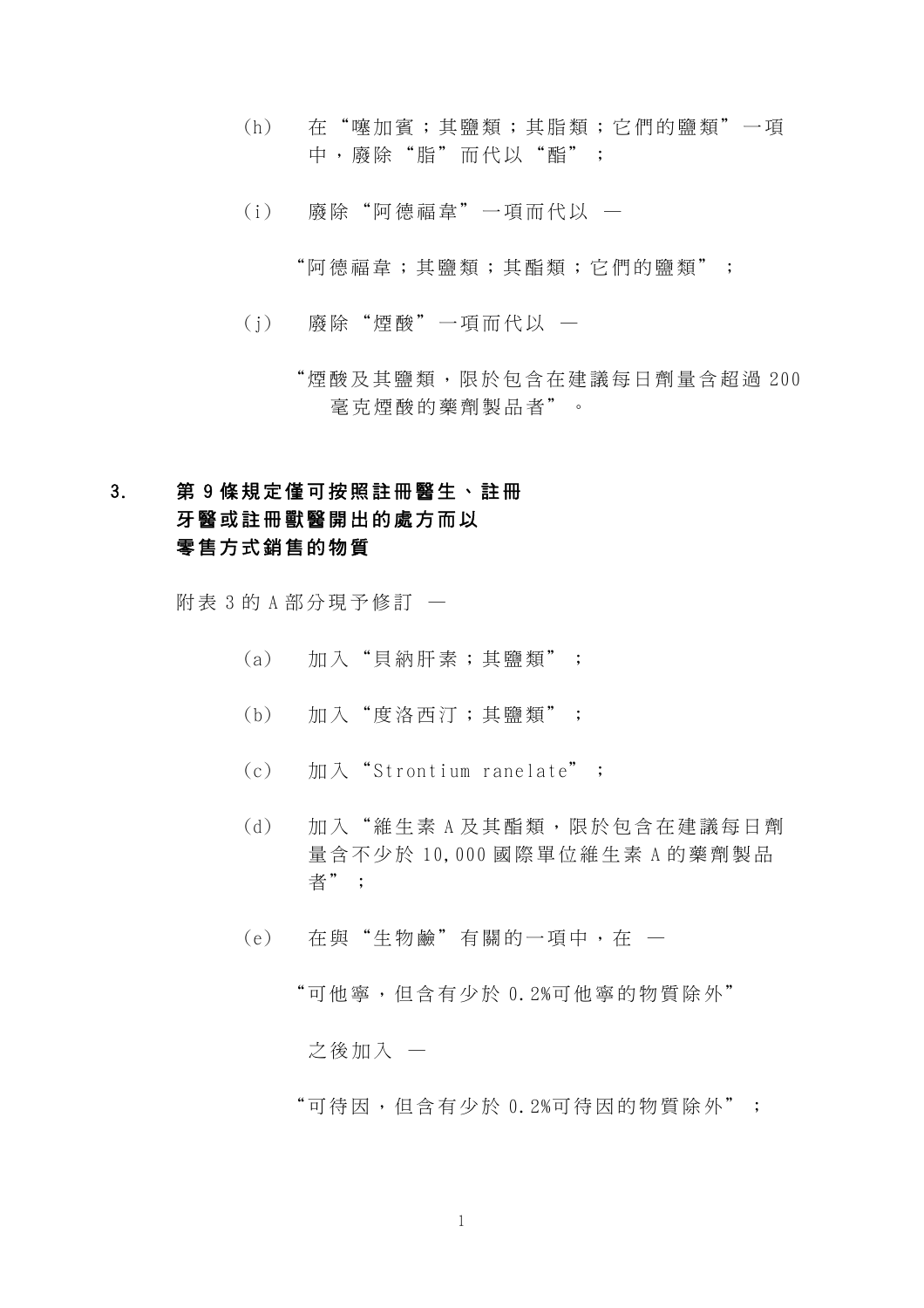(h) 在“噻加賓；其鹽類；其脂類；它們的鹽類”一項中，廢除“脂”而代以“酯”；

(i) 廢除“阿德福韋”一項而代以 —

“阿德福韋；其鹽類；其酯類；它們的鹽類”；

(j) 廢除“煙酸”一項而代以 —

“煙酸及其鹽類，限於包含在建議每日劑量含超過 200 毫克煙酸的藥劑製品者”。

## 3. 第 9 條規定僅可按照註冊醫生、註冊牙醫或註冊獸醫開出的處方而以零售方式銷售的物質

附表 3 的 A 部分現予修訂 —

(a) 加入“貝納肝素；其鹽類”；

(b) 加入“度洛西汀；其鹽類”；

(c) 加入“Strontium ranelate”；

(d) 加入“維生素 A 及其酯類，限於包含在建議每日劑量含不少於 10,000 國際單位維生素 A 的藥劑製品者”；

(e) 在與“生物鹼”有關的一項中，在 —

“可他寧，但含有少於 0.2%可他寧的物質除外”

之後加入 —

“可待因，但含有少於 0.2%可待因的物質除外”；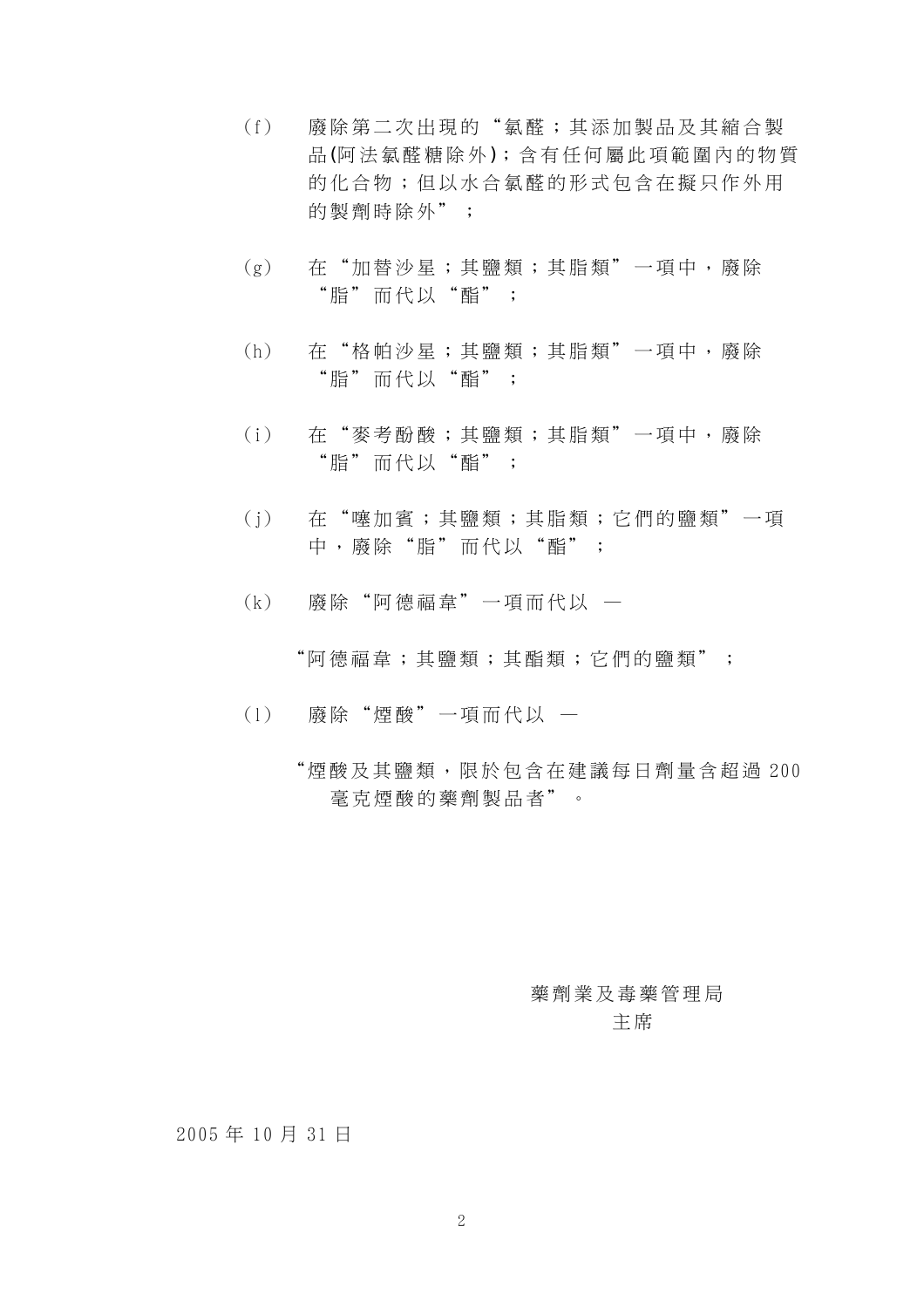(f) 廢除第二次出現的“氯醛；其添加製品及其縮合製品(阿法氯醛糖除外)；含有任何屬此項範圍內的物質的化合物；但以水合氯醛的形式包含在擬只作外用的製劑時除外”；

(g) 在“加替沙星；其鹽類；其脂類”一項中，廢除“脂”而代以“酯”；

(h) 在“格帕沙星；其鹽類；其脂類”一項中，廢除“脂”而代以“酯”；

(i) 在“麥考酚酸；其鹽類；其脂類”一項中，廢除“脂”而代以“酯”；

(j) 在“噻加賓；其鹽類；其脂類；它們的鹽類”一項中，廢除“脂”而代以“酯”；

(k) 廢除“阿德福韋”一項而代以 —

“阿德福韋；其鹽類；其酯類；它們的鹽類”；

(l) 廢除“煙酸”一項而代以 —

“煙酸及其鹽類，限於包含在建議每日劑量含超過 200 毫克煙酸的藥劑製品者”。

藥劑業及毒藥管理局
主席

2005 年 10 月 31 日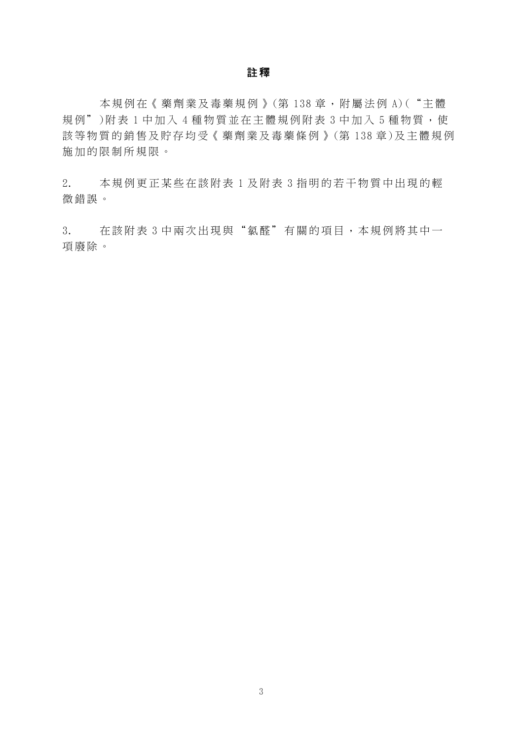## 註釋

本規例在《藥劑業及毒藥規例》(第 138 章，附屬法例 A)(“主體規例”)附表 1 中加入 4 種物質並在主體規例附表 3 中加入 5 種物質，使該等物質的銷售及貯存均受《藥劑業及毒藥條例》(第 138 章)及主體規例施加的限制所規限。

2. 本規例更正某些在該附表 1 及附表 3 指明的若干物質中出現的輕微錯誤。

3. 在該附表 3 中兩次出現與“氯醛”有關的項目，本規例將其中一項廢除。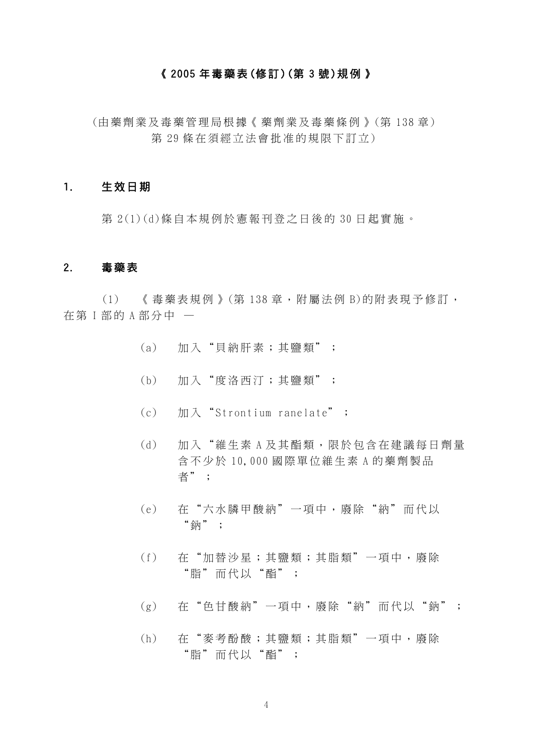**《 2005 年毒藥表(修訂)(第 3 號)規例 》**

(由藥劑業及毒藥管理局根據《 藥劑業及毒藥條例 》(第 138 章)第 29 條在須經立法會批准的規限下訂立)

**1. 生效日期**

第 2(1)(d)條自本規例於憲報刊登之日後的 30 日起實施。

**2. 毒藥表**

(1) 《 毒藥表規例 》(第 138 章,附屬法例 B)的附表現予修訂,在第 I 部的 A 部分中 —

(a) 加入“貝納肝素;其鹽類”;

(b) 加入“度洛西汀;其鹽類”;

(c) 加入“Strontium ranelate”;

(d) 加入“維生素 A 及其酯類,限於包含在建議每日劑量含不少於 10,000 國際單位維生素 A 的藥劑製品者”;

(e) 在“六水膦甲酸納”一項中,廢除“納”而代以“鈉”;

(f) 在“加替沙星;其鹽類;其脂類”一項中,廢除“脂”而代以“酯”;

(g) 在“色甘酸納”一項中,廢除“納”而代以“鈉”;

(h) 在“麥考酚酸;其鹽類;其脂類”一項中,廢除“脂”而代以“酯”;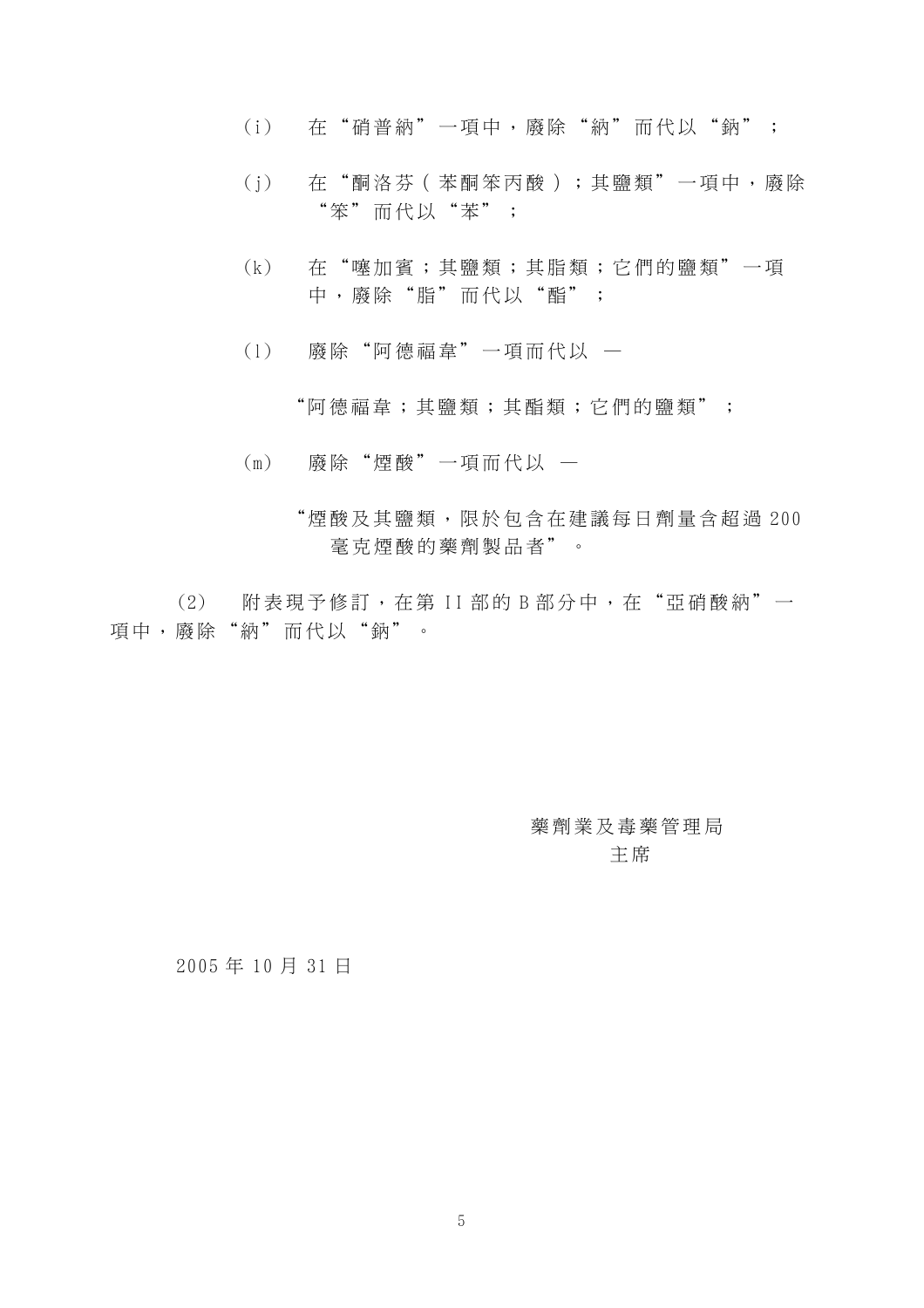(i) 在“硝普納”一項中，廢除“納”而代以“鈉”；

(j) 在“酮洛芬(苯酮笨丙酸)；其鹽類”一項中，廢除“笨”而代以“苯”；

(k) 在“噻加賓；其鹽類；其脂類；它們的鹽類”一項中，廢除“脂”而代以“酯”；

(l) 廢除“阿德福韋”一項而代以 —

“阿德福韋；其鹽類；其酯類；它們的鹽類”；

(m) 廢除“煙酸”一項而代以 —

“煙酸及其鹽類，限於包含在建議每日劑量含超過 200 毫克煙酸的藥劑製品者”。

(2) 附表現予修訂，在第 II 部的 B 部分中，在“亞硝酸納”一項中，廢除“納”而代以“鈉”。

藥劑業及毒藥管理局
主席

2005 年 10 月 31 日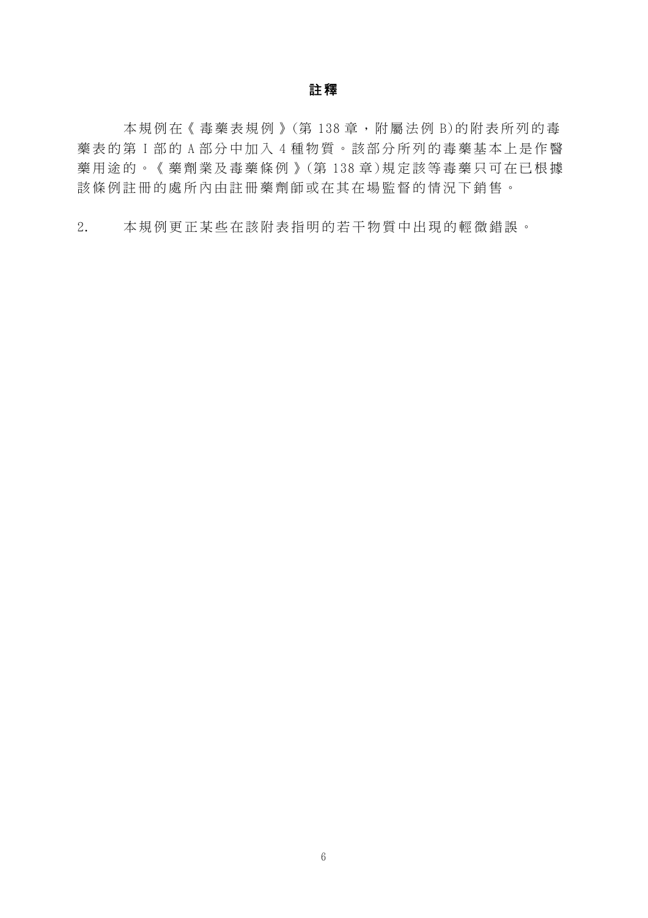## 註釋

本規例在《毒藥表規例》(第 138 章，附屬法例 B)的附表所列的毒藥表的第 I 部的 A 部分中加入 4 種物質。該部分所列的毒藥基本上是作醫藥用途的。《藥劑業及毒藥條例》(第 138 章)規定該等毒藥只可在已根據該條例註冊的處所內由註冊藥劑師或在其在場監督的情況下銷售。

2. 本規例更正某些在該附表指明的若干物質中出現的輕微錯誤。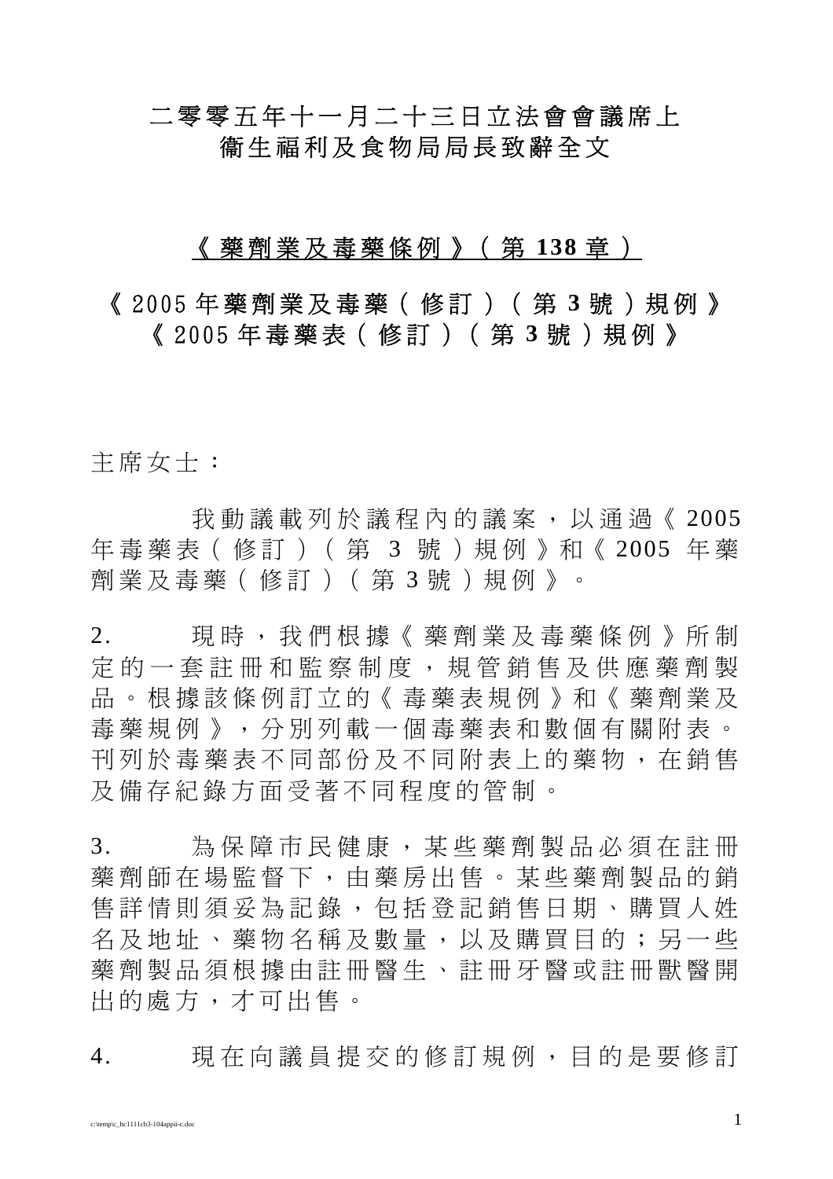# 二零零五年十一月二十三日立法會會議席上
# 衞生福利及食物局局長致辭全文

## 《藥劑業及毒藥條例》(第 **138** 章)

## 《2005 年藥劑業及毒藥(修訂)(第 **3** 號)規例》
## 《2005 年毒藥表(修訂)(第 **3** 號)規例》

主席女士：

我動議載列於議程內的議案，以通過《2005 年毒藥表(修訂)(第 3 號)規例》和《2005 年藥劑業及毒藥(修訂)(第 3 號)規例》。

2. 現時，我們根據《藥劑業及毒藥條例》所制定的一套註冊和監察制度，規管銷售及供應藥劑製品。根據該條例訂立的《毒藥表規例》和《藥劑業及毒藥規例》，分別列載一個毒藥表和數個有關附表。刊列於毒藥表不同部份及不同附表上的藥物，在銷售及備存紀錄方面受著不同程度的管制。

3. 為保障市民健康，某些藥劑製品必須在註冊藥劑師在場監督下，由藥房出售。某些藥劑製品的銷售詳情則須妥為記錄，包括登記銷售日期、購買人姓名及地址、藥物名稱及數量，以及購買目的；另一些藥劑製品須根據由註冊醫生、註冊牙醫或註冊獸醫開出的處方，才可出售。

4. 現在向議員提交的修訂規例，目的是要修訂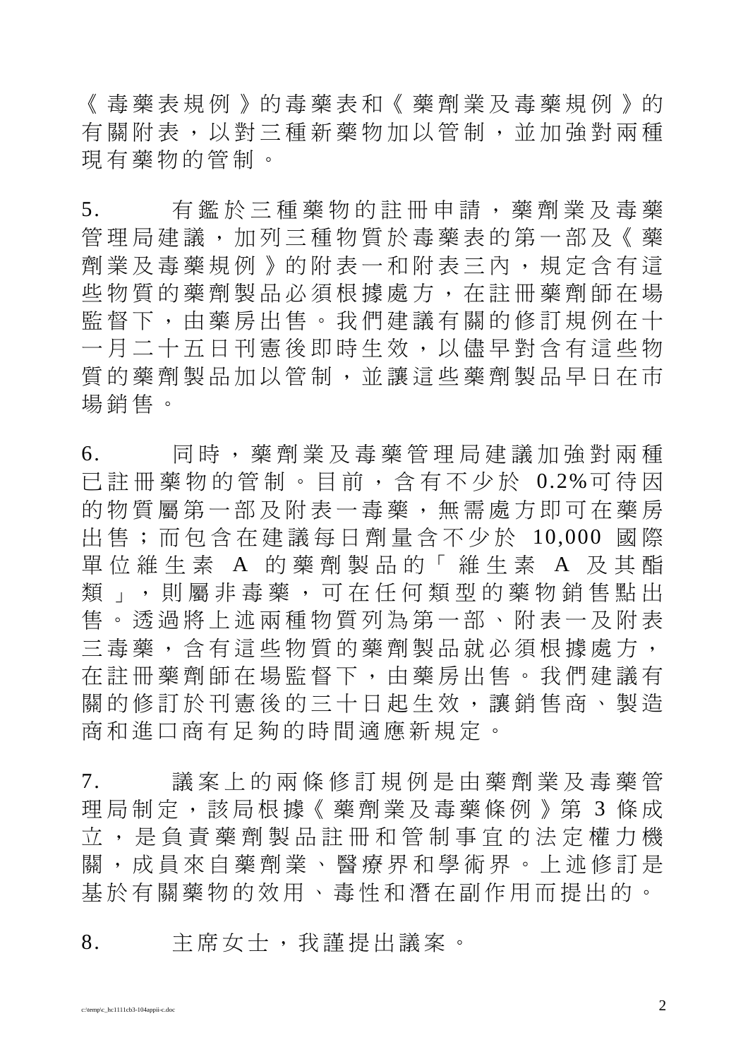《毒藥表規例》的毒藥表和《藥劑業及毒藥規例》的有關附表，以對三種新藥物加以管制，並加強對兩種現有藥物的管制。

5. 有鑑於三種藥物的註冊申請，藥劑業及毒藥管理局建議，加列三種物質於毒藥表的第一部及《藥劑業及毒藥規例》的附表一和附表三內，規定含有這些物質的藥劑製品必須根據處方，在註冊藥劑師在場監督下，由藥房出售。我們建議有關的修訂規例在十一月二十五日刊憲後即時生效，以儘早對含有這些物質的藥劑製品加以管制，並讓這些藥劑製品早日在市場銷售。

6. 同時，藥劑業及毒藥管理局建議加強對兩種已註冊藥物的管制。目前，含有不少於 0.2%可待因的物質屬第一部及附表一毒藥，無需處方即可在藥房出售；而包含在建議每日劑量含不少於 10,000 國際單位維生素 A 的藥劑製品的「維生素 A 及其酯類」，則屬非毒藥，可在任何類型的藥物銷售點出售。透過將上述兩種物質列為第一部、附表一及附表三毒藥，含有這些物質的藥劑製品就必須根據處方，在註冊藥劑師在場監督下，由藥房出售。我們建議有關的修訂於刊憲後的三十日起生效，讓銷售商、製造商和進口商有足夠的時間適應新規定。

7. 議案上的兩條修訂規例是由藥劑業及毒藥管理局制定，該局根據《藥劑業及毒藥條例》第 3 條成立，是負責藥劑製品註冊和管制事宜的法定權力機關，成員來自藥劑業、醫療界和學術界。上述修訂是基於有關藥物的效用、毒性和潛在副作用而提出的。

8. 主席女士，我謹提出議案。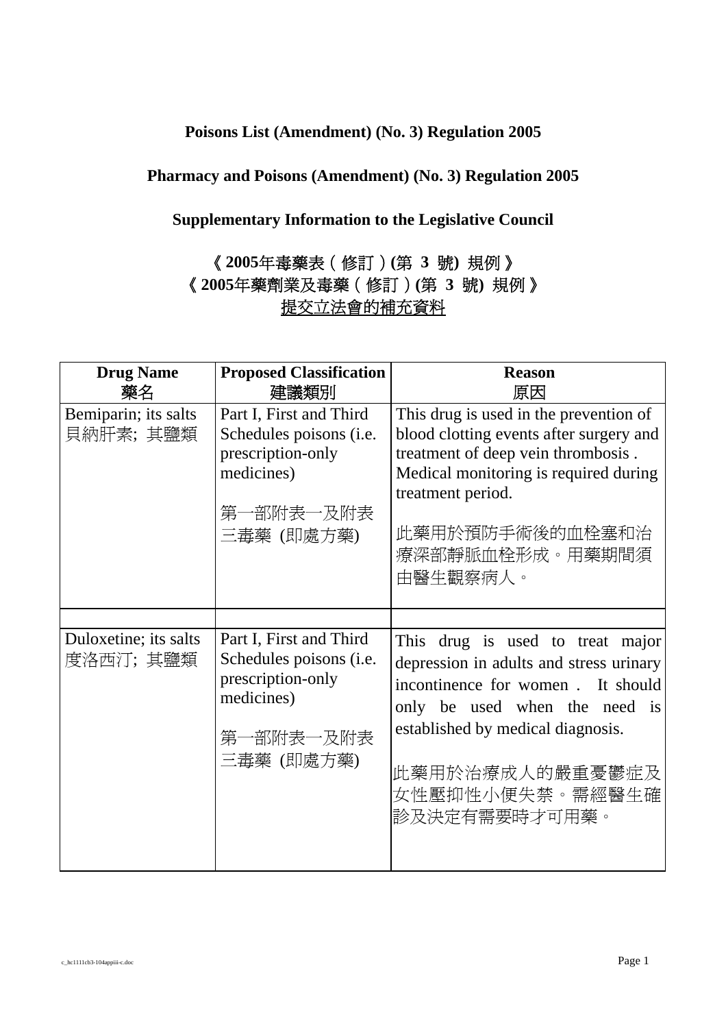**Poisons List (Amendment) (No. 3) Regulation 2005**

**Pharmacy and Poisons (Amendment) (No. 3) Regulation 2005**

**Supplementary Information to the Legislative Council**

**《 2005年毒藥表（修訂）(第 3 號) 規例 》**
**《 2005年藥劑業及毒藥（修訂）(第 3 號) 規例 》**
提交立法會的補充資料

| **Drug Name** 藥名 | **Proposed Classification** 建議類別 | **Reason** 原因 |
|---|---|---|
| Bemiparin; its salts 貝納肝素; 其鹽類 | Part I, First and Third Schedules poisons (i.e. prescription-only medicines) 第一部附表一及附表三毒藥 (即處方藥) | This drug is used in the prevention of blood clotting events after surgery and treatment of deep vein thrombosis . Medical monitoring is required during treatment period. 此藥用於預防手術後的血栓塞和治療深部靜脈血栓形成。用藥期間須由醫生觀察病人。 |
| | | |
| Duloxetine; its salts 度洛西汀; 其鹽類 | Part I, First and Third Schedules poisons (i.e. prescription-only medicines) 第一部附表一及附表三毒藥 (即處方藥) | This drug is used to treat major depression in adults and stress urinary incontinence for women . It should only be used when the need is established by medical diagnosis. 此藥用於治療成人的嚴重憂鬱症及女性壓抑性小便失禁。需經醫生確診及決定有需要時才可用藥。 |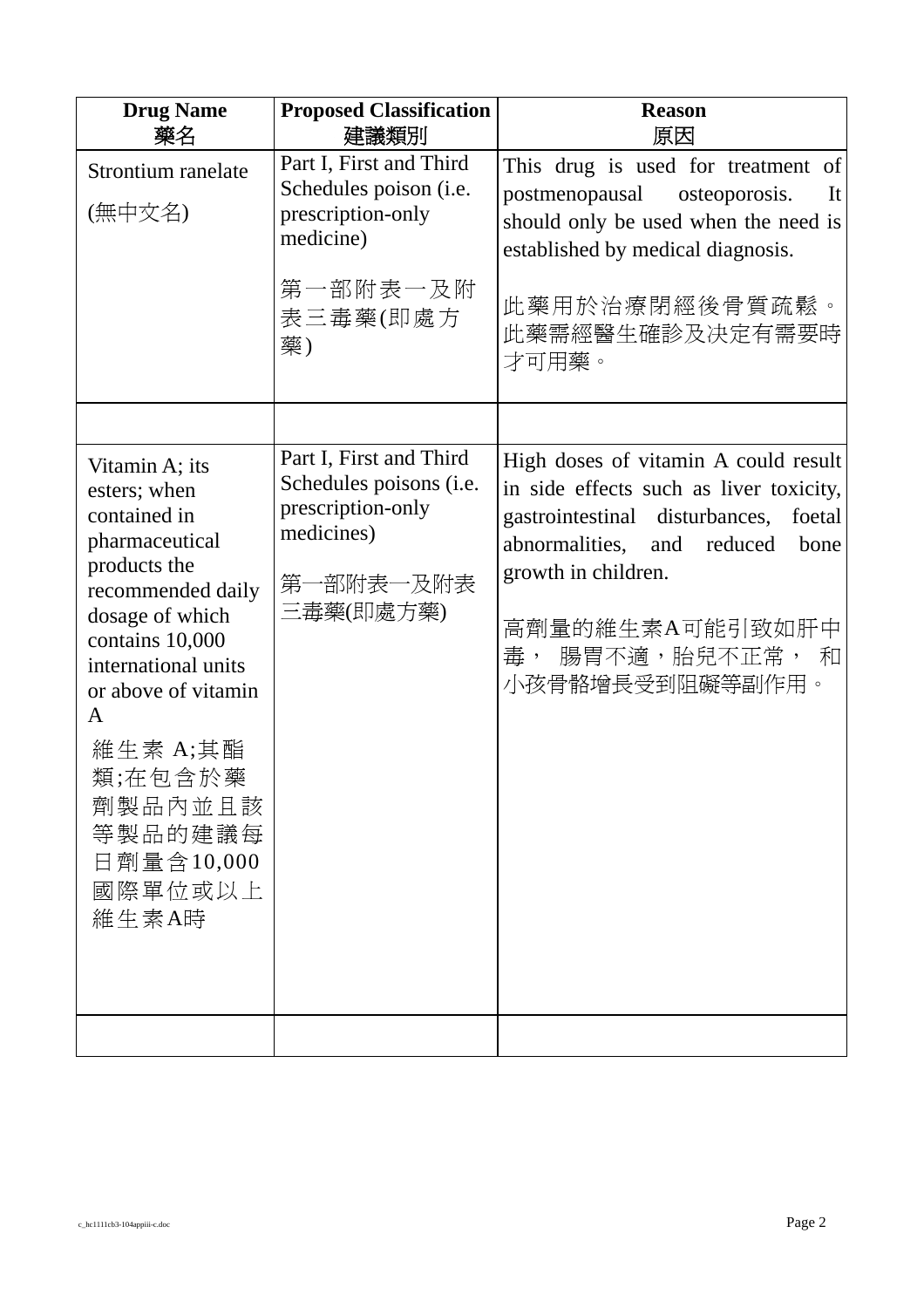| Drug Name<br>藥名 | Proposed Classification<br>建議類別 | Reason<br>原因 |
|---|---|---|
| Strontium ranelate<br><br>(無中文名) | Part I, First and Third Schedules poison (i.e. prescription-only medicine)<br><br>第一部附表一及附表三毒藥(即處方藥) | This drug is used for treatment of postmenopausal osteoporosis. It should only be used when the need is established by medical diagnosis.<br><br>此藥用於治療閉經後骨質疏鬆。此藥需經醫生確診及決定有需要時才可用藥。 |
| | | |
| Vitamin A; its esters; when contained in pharmaceutical products the recommended daily dosage of which contains 10,000 international units or above of vitamin A<br><br>維生素 A;其酯類;在包含於藥劑製品內並且該等製品的建議每日劑量含10,000國際單位或以上維生素A時 | Part I, First and Third Schedules poisons (i.e. prescription-only medicines)<br><br>第一部附表一及附表三毒藥(即處方藥) | High doses of vitamin A could result in side effects such as liver toxicity, gastrointestinal disturbances, foetal abnormalities, and reduced bone growth in children.<br><br>高劑量的維生素A可能引致如肝中毒， 腸胃不適，胎兒不正常， 和小孩骨骼增長受到阻礙等副作用。 |
| | | |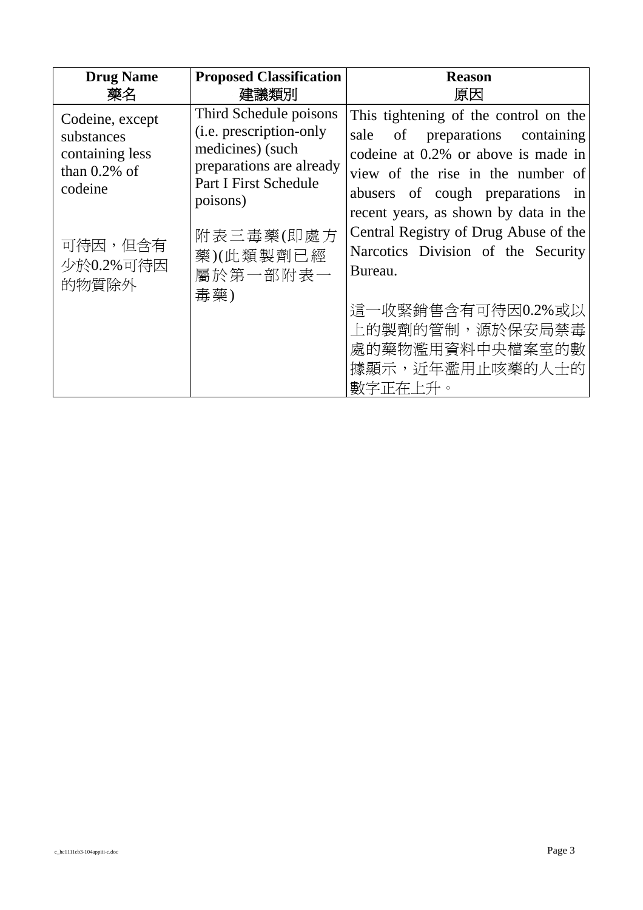| **Drug Name** 藥名 | **Proposed Classification** 建議類別 | **Reason** 原因 |
|---|---|---|
| Codeine, except substances containing less than 0.2% of codeine<br><br>可待因，但含有少於0.2%可待因的物質除外 | Third Schedule poisons (i.e. prescription-only medicines) (such preparations are already Part I First Schedule poisons)<br><br>附表三毒藥(即處方藥)(此類製劑已經屬於第一部附表一毒藥) | This tightening of the control on the sale of preparations containing codeine at 0.2% or above is made in view of the rise in the number of abusers of cough preparations in recent years, as shown by data in the Central Registry of Drug Abuse of the Narcotics Division of the Security Bureau.<br><br>這一收緊銷售含有可待因0.2%或以上的製劑的管制，源於保安局禁毒處的藥物濫用資料中央檔案室的數據顯示，近年濫用止咳藥的人士的數字正在上升。 |